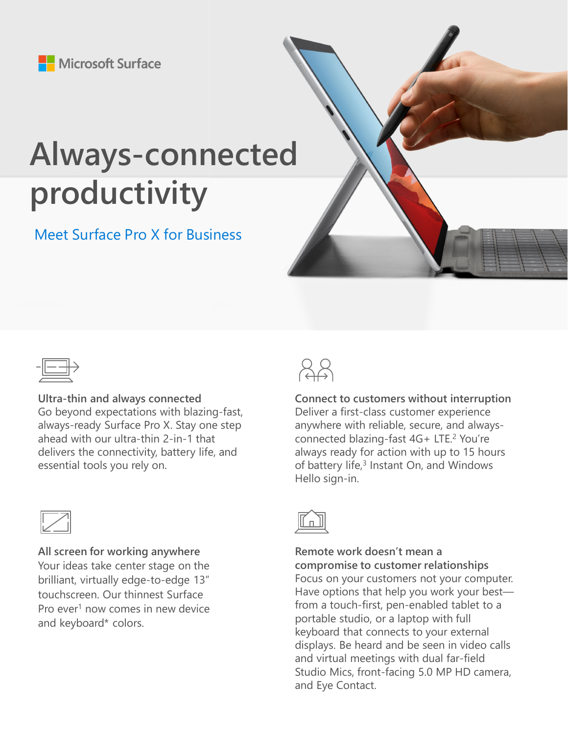Microsoft Surface

# Always-connected productivity

## Meet Surface Pro X for Business

**Ultra-thin and always connected**
Go beyond expectations with blazing-fast, always-ready Surface Pro X. Stay one step ahead with our ultra-thin 2-in-1 that delivers the connectivity, battery life, and essential tools you rely on.

**Connect to customers without interruption**
Deliver a first-class customer experience anywhere with reliable, secure, and always-connected blazing-fast 4G+ LTE.[2] You're always ready for action with up to 15 hours of battery life,[3] Instant On, and Windows Hello sign-in.

**All screen for working anywhere**
Your ideas take center stage on the brilliant, virtually edge-to-edge 13" touchscreen. Our thinnest Surface Pro ever[1] now comes in new device and keyboard* colors.

**Remote work doesn't mean a compromise to customer relationships**
Focus on your customers not your computer. Have options that help you work your best—from a touch-first, pen-enabled tablet to a portable studio, or a laptop with full keyboard that connects to your external displays. Be heard and be seen in video calls and virtual meetings with dual far-field Studio Mics, front-facing 5.0 MP HD camera, and Eye Contact.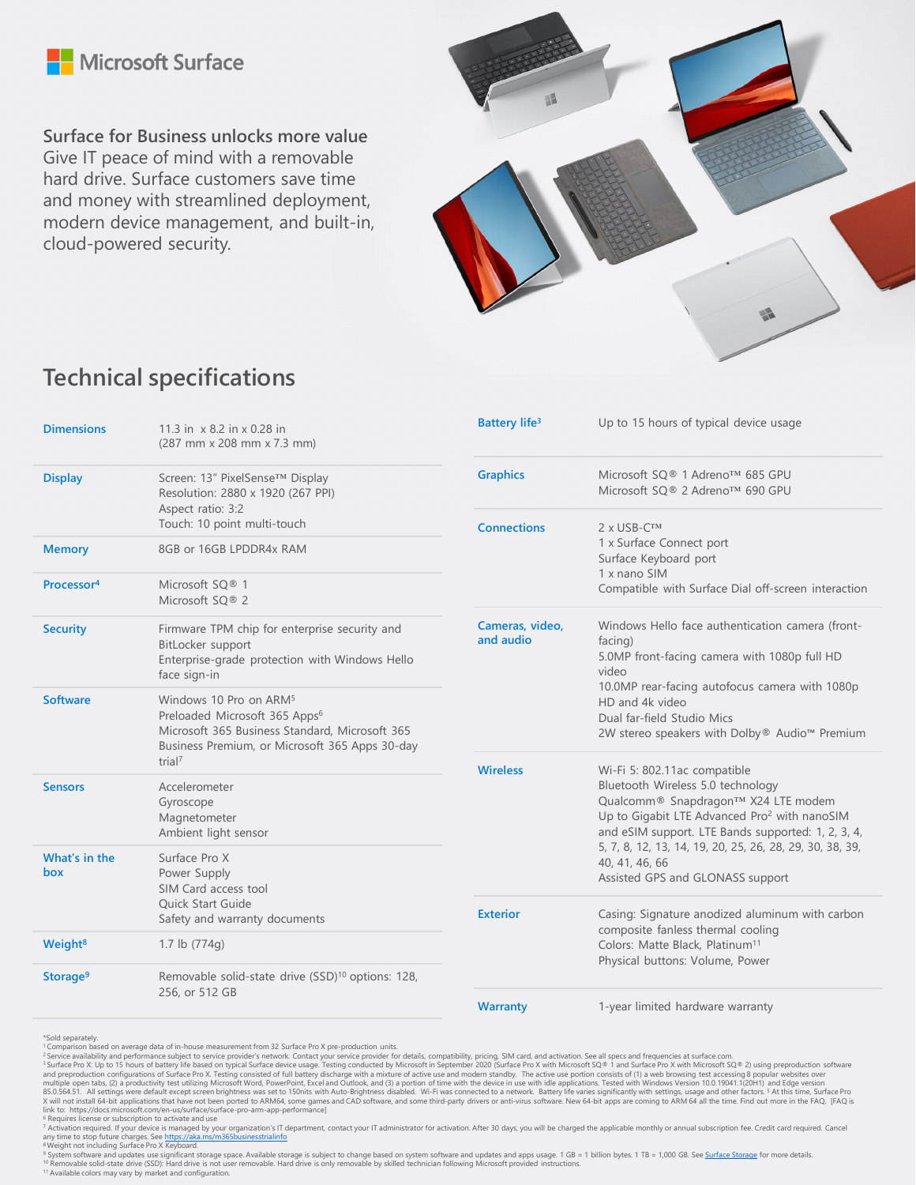Microsoft Surface

**Surface for Business unlocks more value**

Give IT peace of mind with a removable hard drive. Surface customers save time and money with streamlined deployment, modern device management, and built-in, cloud-powered security.

## Technical specifications

| | |
|---|---|
| **Dimensions** | 11.3 in x 8.2 in x 0.28 in<br>(287 mm x 208 mm x 7.3 mm) |
| **Display** | Screen: 13" PixelSense™ Display<br>Resolution: 2880 x 1920 (267 PPI)<br>Aspect ratio: 3:2<br>Touch: 10 point multi-touch |
| **Memory** | 8GB or 16GB LPDDR4x RAM |
| **Processor**[4] | Microsoft SQ® 1<br>Microsoft SQ® 2 |
| **Security** | Firmware TPM chip for enterprise security and BitLocker support<br>Enterprise-grade protection with Windows Hello face sign-in |
| **Software** | Windows 10 Pro on ARM[5]<br>Preloaded Microsoft 365 Apps[6]<br>Microsoft 365 Business Standard, Microsoft 365 Business Premium, or Microsoft 365 Apps 30-day trial[7] |
| **Sensors** | Accelerometer<br>Gyroscope<br>Magnetometer<br>Ambient light sensor |
| **What's in the box** | Surface Pro X<br>Power Supply<br>SIM Card access tool<br>Quick Start Guide<br>Safety and warranty documents |
| **Weight**[8] | 1.7 lb (774g) |
| **Storage**[9] | Removable solid-state drive (SSD)[10] options: 128, 256, or 512 GB |
| **Battery life**[3] | Up to 15 hours of typical device usage |
| **Graphics** | Microsoft SQ® 1 Adreno™ 685 GPU<br>Microsoft SQ® 2 Adreno™ 690 GPU |
| **Connections** | 2 x USB-C™<br>1 x Surface Connect port<br>Surface Keyboard port<br>1 x nano SIM<br>Compatible with Surface Dial off-screen interaction |
| **Cameras, video, and audio** | Windows Hello face authentication camera (front-facing)<br>5.0MP front-facing camera with 1080p full HD video<br>10.0MP rear-facing autofocus camera with 1080p HD and 4k video<br>Dual far-field Studio Mics<br>2W stereo speakers with Dolby® Audio™ Premium |
| **Wireless** | Wi-Fi 5: 802.11ac compatible<br>Bluetooth Wireless 5.0 technology<br>Qualcomm® Snapdragon™ X24 LTE modem<br>Up to Gigabit LTE Advanced Pro[2] with nanoSIM and eSIM support. LTE Bands supported: 1, 2, 3, 4, 5, 7, 8, 12, 13, 14, 19, 20, 25, 26, 28, 29, 30, 38, 39, 40, 41, 46, 66<br>Assisted GPS and GLONASS support |
| **Exterior** | Casing: Signature anodized aluminum with carbon composite fanless thermal cooling<br>Colors: Matte Black, Platinum[11]<br>Physical buttons: Volume, Power |
| **Warranty** | 1-year limited hardware warranty |

*Sold separately.

[1] Comparison based on average data of in-house measurement from 32 Surface Pro X pre-production units.

[2] Service availability and performance subject to service provider's network. Contact your service provider for details, compatibility, pricing, SIM card, and activation. See all specs and frequencies at surface.com.

[3] Surface Pro X: Up to 15 hours of battery life based on typical Surface device usage. Testing conducted by Microsoft in September 2020 (Surface Pro X with Microsoft SQ® 1 and Surface Pro X with Microsoft SQ® 2) using preproduction software and preproduction configurations of Surface Pro X. Testing consisted of full battery discharge with a mixture of active use and modern standby. The active use portion consists of (1) a web browsing test accessing 8 popular websites over multiple open tabs, (2) a productivity test utilizing Microsoft Word, PowerPoint, Excel and Outlook, and (3) a portion of time with the device in use with idle applications. Tested with Windows Version 10.0.19041.1(20H1) and Edge version 85.0.564.51. All settings were default except screen brightness was set to 150nits with Auto-Brightness disabled. Wi-Fi was connected to a network. Battery life varies significantly with settings, usage and other factors. [5] At this time, Surface Pro X will not install 64-bit applications that have not been ported to ARM64, some games and CAD software, and some third-party drivers or anti-virus software. New 64-bit apps are coming to ARM 64 all the time. Find out more in the FAQ. [FAQ is link to: https://docs.microsoft.com/en-us/surface/surface-pro-arm-app-performance]

[6] Requires license or subscription to activate and use

[7] Activation required. If your device is managed by your organization's IT department, contact your IT administrator for activation. After 30 days, you will be charged the applicable monthly or annual subscription fee. Credit card required. Cancel any time to stop future charges. See https://aka.ms/m365businesstrialinfo

[8] Weight not including Surface Pro X Keyboard.

[9] System software and updates use significant storage space. Available storage is subject to change based on system software and updates and apps usage. 1 GB = 1 billion bytes. 1 TB = 1,000 GB. See Surface Storage for more details.

[10] Removable solid-state drive (SSD): Hard drive is not user removable. Hard drive is only removable by skilled technician following Microsoft provided instructions.

[11] Available colors may vary by market and configuration.